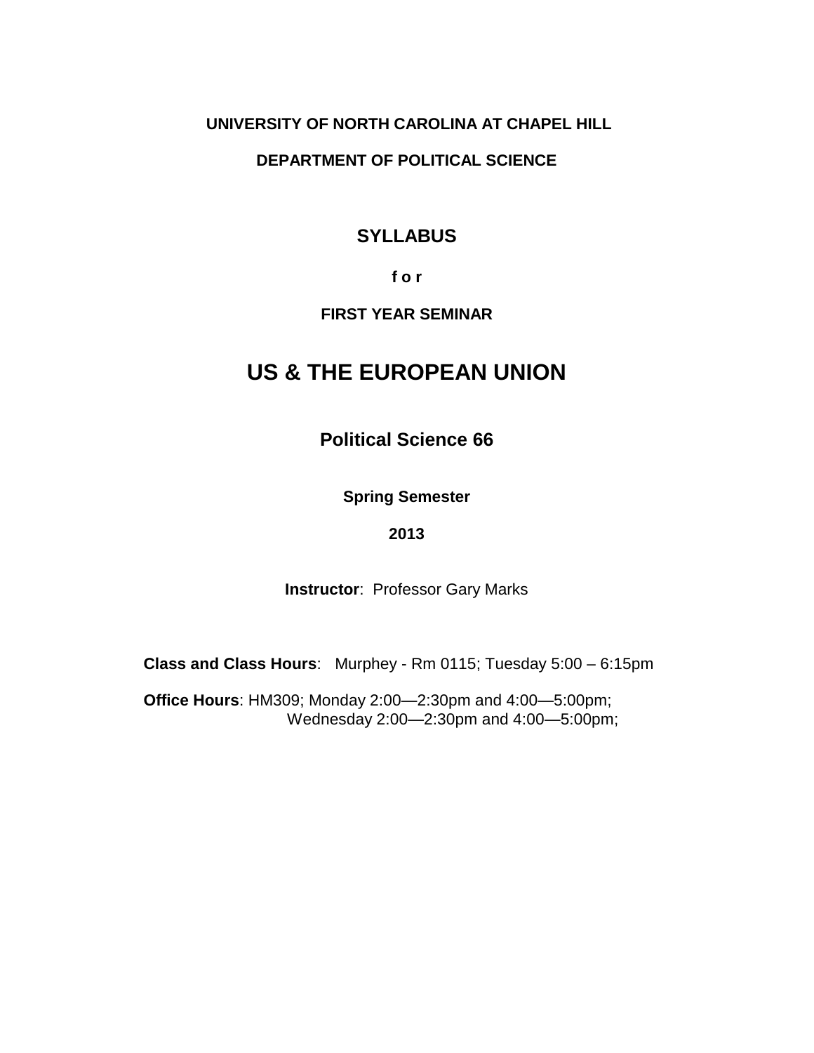**UNIVERSITY OF NORTH CAROLINA AT CHAPEL HILL**

**DEPARTMENT OF POLITICAL SCIENCE**

# SYLLABUS

**f o r**

**FIRST YEAR SEMINAR**

# US & THE EUROPEAN UNION

## Political Science 66

**Spring Semester**

**2013**

**Instructor**: Professor Gary Marks

**Class and Class Hours**: Murphey - Rm 0115; Tuesday 5:00 – 6:15pm

**Office Hours**: HM309; Monday 2:00—2:30pm and 4:00—5:00pm;
Wednesday 2:00—2:30pm and 4:00—5:00pm;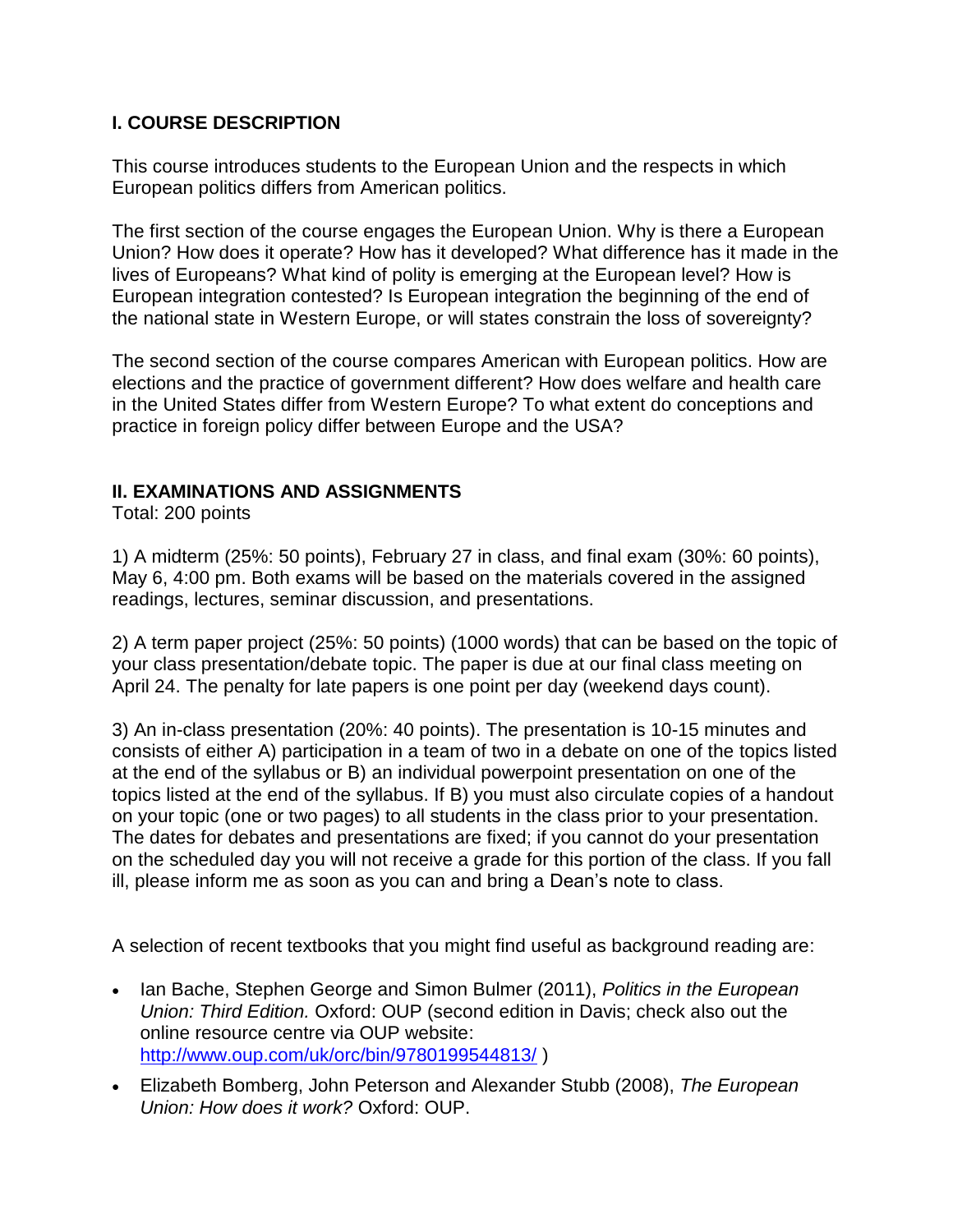## I. COURSE DESCRIPTION

This course introduces students to the European Union and the respects in which European politics differs from American politics.

The first section of the course engages the European Union. Why is there a European Union? How does it operate? How has it developed? What difference has it made in the lives of Europeans? What kind of polity is emerging at the European level? How is European integration contested? Is European integration the beginning of the end of the national state in Western Europe, or will states constrain the loss of sovereignty?

The second section of the course compares American with European politics. How are elections and the practice of government different? How does welfare and health care in the United States differ from Western Europe? To what extent do conceptions and practice in foreign policy differ between Europe and the USA?

## II. EXAMINATIONS AND ASSIGNMENTS

Total: 200 points

1) A midterm (25%: 50 points), February 27 in class, and final exam (30%: 60 points), May 6, 4:00 pm. Both exams will be based on the materials covered in the assigned readings, lectures, seminar discussion, and presentations.

2) A term paper project (25%: 50 points) (1000 words) that can be based on the topic of your class presentation/debate topic. The paper is due at our final class meeting on April 24. The penalty for late papers is one point per day (weekend days count).

3) An in-class presentation (20%: 40 points). The presentation is 10-15 minutes and consists of either A) participation in a team of two in a debate on one of the topics listed at the end of the syllabus or B) an individual powerpoint presentation on one of the topics listed at the end of the syllabus. If B) you must also circulate copies of a handout on your topic (one or two pages) to all students in the class prior to your presentation. The dates for debates and presentations are fixed; if you cannot do your presentation on the scheduled day you will not receive a grade for this portion of the class. If you fall ill, please inform me as soon as you can and bring a Dean's note to class.

A selection of recent textbooks that you might find useful as background reading are:

- Ian Bache, Stephen George and Simon Bulmer (2011), *Politics in the European Union: Third Edition.* Oxford: OUP (second edition in Davis; check also out the online resource centre via OUP website: http://www.oup.com/uk/orc/bin/9780199544813/ )
- Elizabeth Bomberg, John Peterson and Alexander Stubb (2008), *The European Union: How does it work?* Oxford: OUP.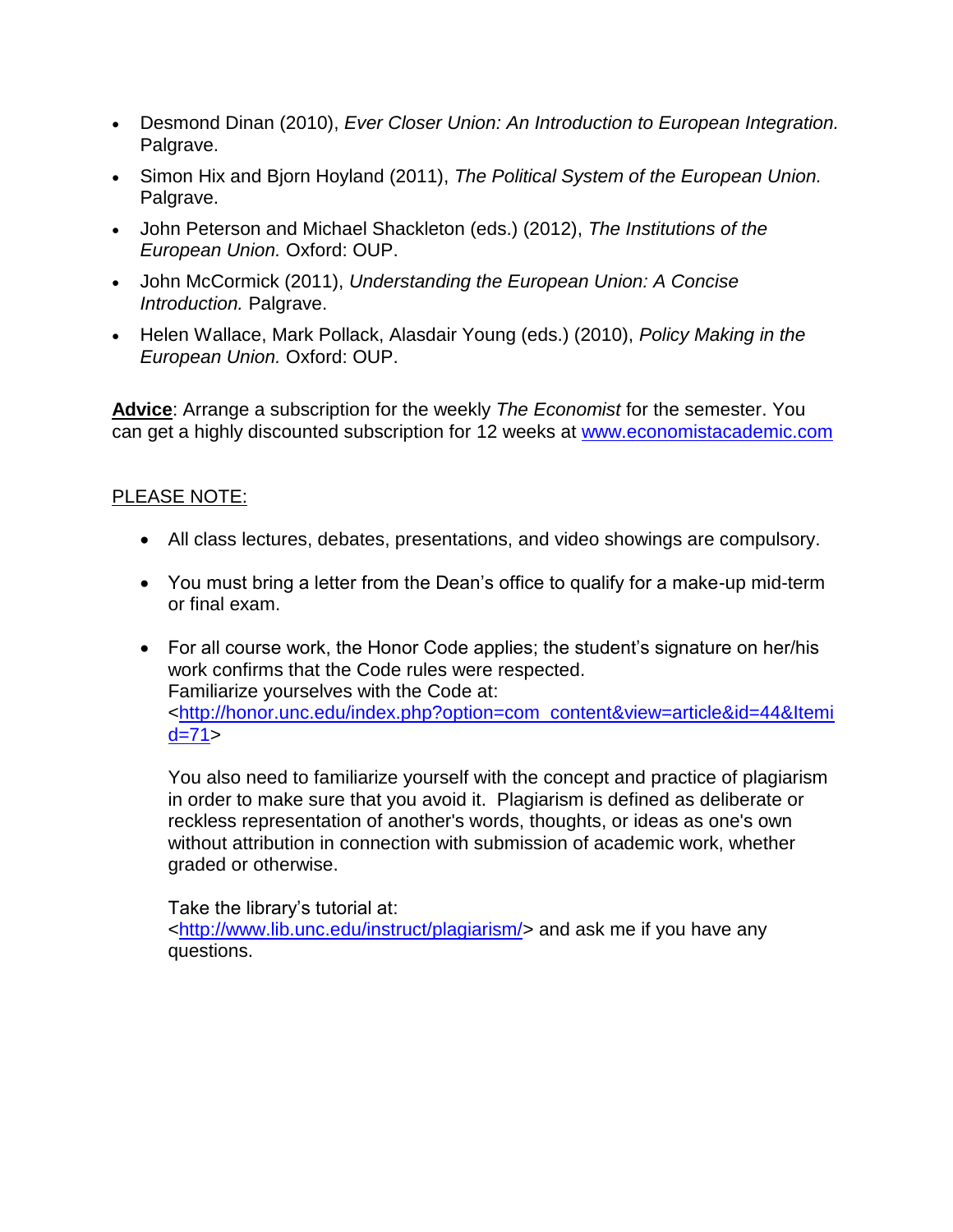- Desmond Dinan (2010), *Ever Closer Union: An Introduction to European Integration.* Palgrave.
- Simon Hix and Bjorn Hoyland (2011), *The Political System of the European Union.* Palgrave.
- John Peterson and Michael Shackleton (eds.) (2012), *The Institutions of the European Union.* Oxford: OUP.
- John McCormick (2011), *Understanding the European Union: A Concise Introduction.* Palgrave.
- Helen Wallace, Mark Pollack, Alasdair Young (eds.) (2010), *Policy Making in the European Union.* Oxford: OUP.

**Advice**: Arrange a subscription for the weekly *The Economist* for the semester. You can get a highly discounted subscription for 12 weeks at www.economistacademic.com

PLEASE NOTE:

- All class lectures, debates, presentations, and video showings are compulsory.

- You must bring a letter from the Dean's office to qualify for a make-up mid-term or final exam.

- For all course work, the Honor Code applies; the student's signature on her/his work confirms that the Code rules were respected.
  Familiarize yourselves with the Code at: <http://honor.unc.edu/index.php?option=com_content&view=article&id=44&Itemid=71>

  You also need to familiarize yourself with the concept and practice of plagiarism in order to make sure that you avoid it. Plagiarism is defined as deliberate or reckless representation of another's words, thoughts, or ideas as one's own without attribution in connection with submission of academic work, whether graded or otherwise.

  Take the library's tutorial at: <http://www.lib.unc.edu/instruct/plagiarism/> and ask me if you have any questions.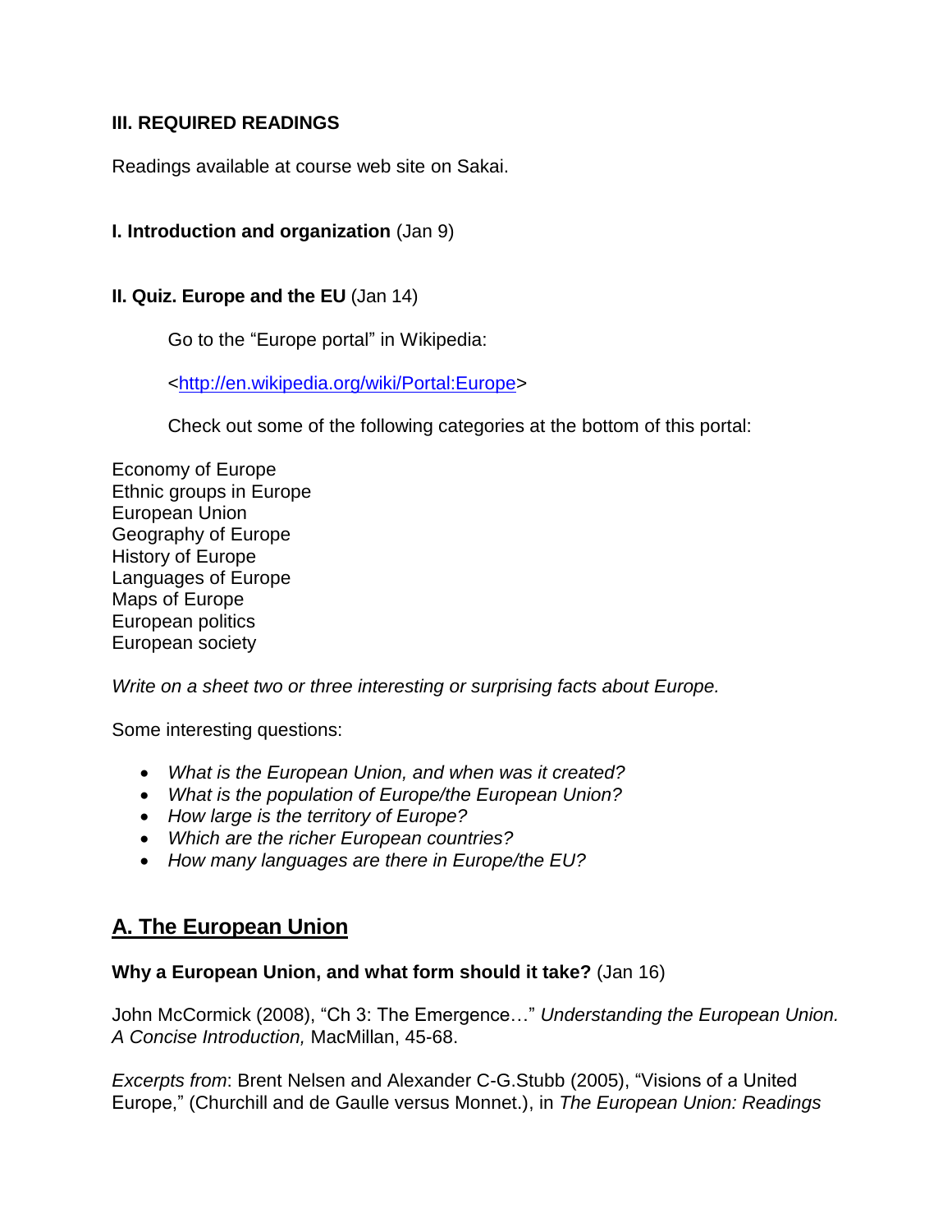### III. REQUIRED READINGS

Readings available at course web site on Sakai.

**I. Introduction and organization** (Jan 9)

**II. Quiz. Europe and the EU** (Jan 14)

Go to the "Europe portal" in Wikipedia:

<http://en.wikipedia.org/wiki/Portal:Europe>

Check out some of the following categories at the bottom of this portal:

Economy of Europe
Ethnic groups in Europe
European Union
Geography of Europe
History of Europe
Languages of Europe
Maps of Europe
European politics
European society

*Write on a sheet two or three interesting or surprising facts about Europe.*

Some interesting questions:

- *What is the European Union, and when was it created?*
- *What is the population of Europe/the European Union?*
- *How large is the territory of Europe?*
- *Which are the richer European countries?*
- *How many languages are there in Europe/the EU?*

## A. The European Union

**Why a European Union, and what form should it take?** (Jan 16)

John McCormick (2008), "Ch 3: The Emergence…" *Understanding the European Union. A Concise Introduction,* MacMillan, 45-68.

*Excerpts from*: Brent Nelsen and Alexander C-G.Stubb (2005), "Visions of a United Europe," (Churchill and de Gaulle versus Monnet.), in *The European Union: Readings*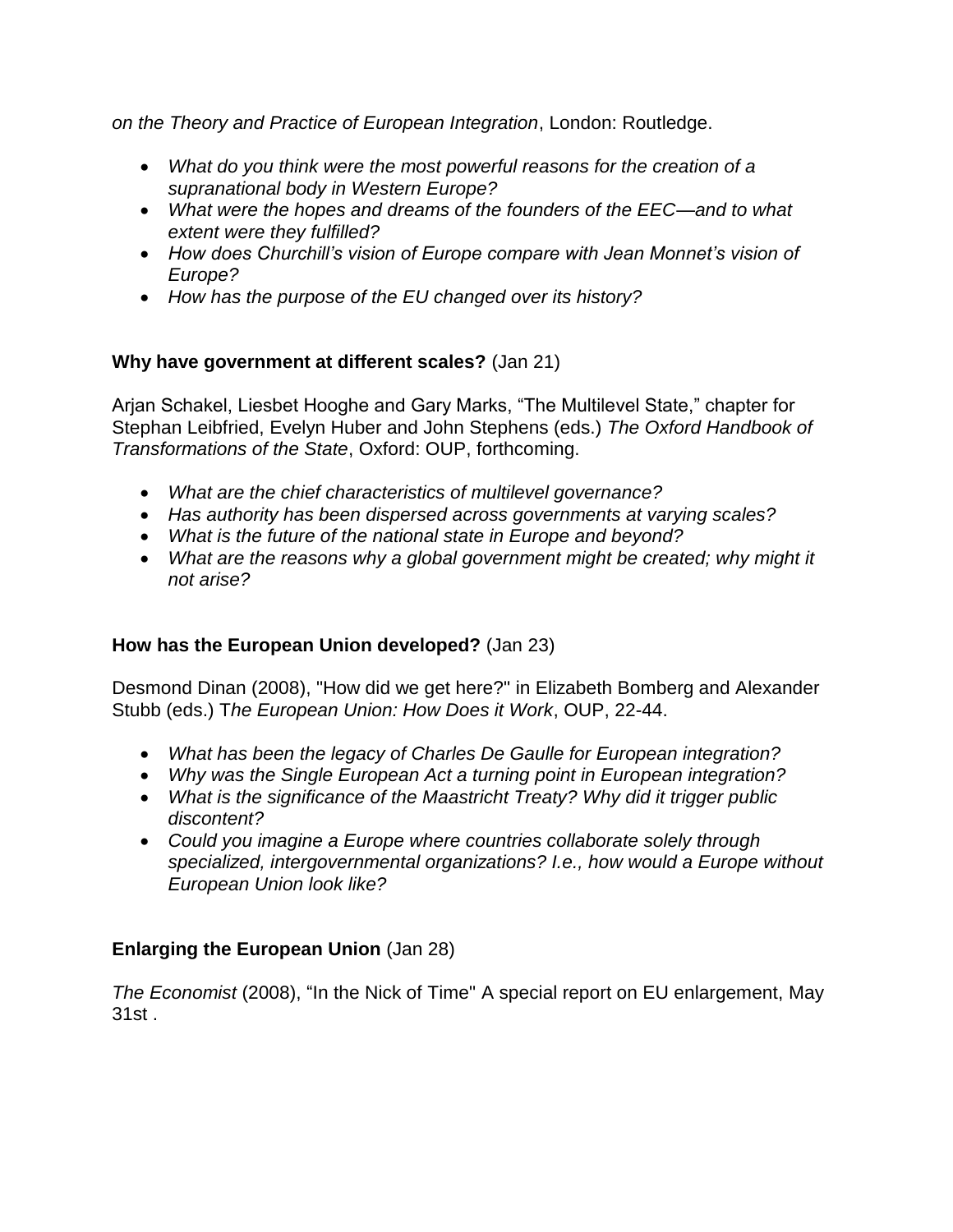*on the Theory and Practice of European Integration*, London: Routledge.

- *What do you think were the most powerful reasons for the creation of a supranational body in Western Europe?*
- *What were the hopes and dreams of the founders of the EEC—and to what extent were they fulfilled?*
- *How does Churchill's vision of Europe compare with Jean Monnet's vision of Europe?*
- *How has the purpose of the EU changed over its history?*

**Why have government at different scales?** (Jan 21)

Arjan Schakel, Liesbet Hooghe and Gary Marks, "The Multilevel State," chapter for Stephan Leibfried, Evelyn Huber and John Stephens (eds.) *The Oxford Handbook of Transformations of the State*, Oxford: OUP, forthcoming.

- *What are the chief characteristics of multilevel governance?*
- *Has authority has been dispersed across governments at varying scales?*
- *What is the future of the national state in Europe and beyond?*
- *What are the reasons why a global government might be created; why might it not arise?*

**How has the European Union developed?** (Jan 23)

Desmond Dinan (2008), "How did we get here?" in Elizabeth Bomberg and Alexander Stubb (eds.) T*he European Union: How Does it Work*, OUP, 22-44.

- *What has been the legacy of Charles De Gaulle for European integration?*
- *Why was the Single European Act a turning point in European integration?*
- *What is the significance of the Maastricht Treaty? Why did it trigger public discontent?*
- *Could you imagine a Europe where countries collaborate solely through specialized, intergovernmental organizations? I.e., how would a Europe without European Union look like?*

**Enlarging the European Union** (Jan 28)

*The Economist* (2008), "In the Nick of Time" A special report on EU enlargement, May 31st .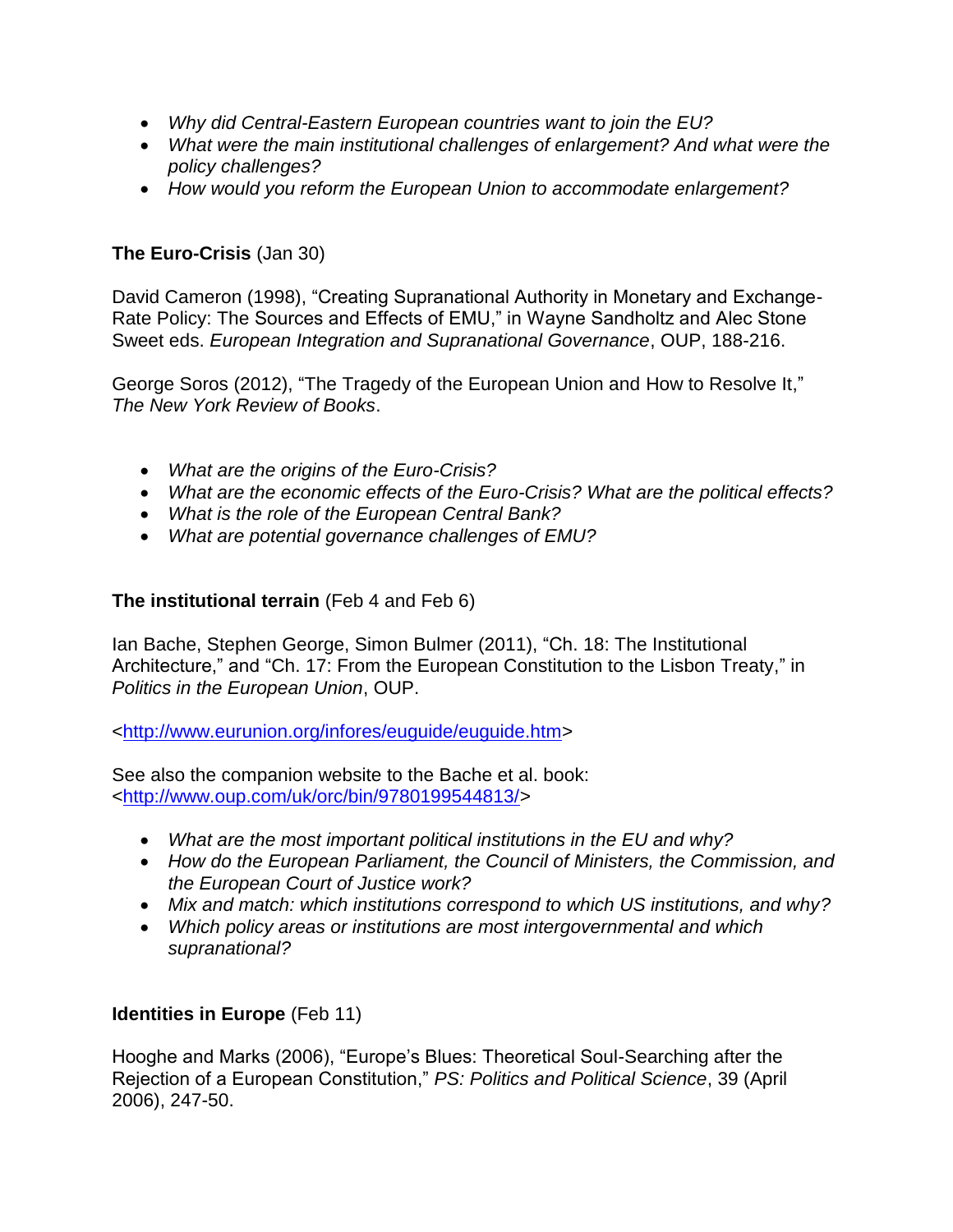- *Why did Central-Eastern European countries want to join the EU?*
- *What were the main institutional challenges of enlargement? And what were the policy challenges?*
- *How would you reform the European Union to accommodate enlargement?*

**The Euro-Crisis** (Jan 30)

David Cameron (1998), "Creating Supranational Authority in Monetary and Exchange-Rate Policy: The Sources and Effects of EMU," in Wayne Sandholtz and Alec Stone Sweet eds. *European Integration and Supranational Governance*, OUP, 188-216.

George Soros (2012), "The Tragedy of the European Union and How to Resolve It," *The New York Review of Books*.

- *What are the origins of the Euro-Crisis?*
- *What are the economic effects of the Euro-Crisis? What are the political effects?*
- *What is the role of the European Central Bank?*
- *What are potential governance challenges of EMU?*

**The institutional terrain** (Feb 4 and Feb 6)

Ian Bache, Stephen George, Simon Bulmer (2011), "Ch. 18: The Institutional Architecture," and "Ch. 17: From the European Constitution to the Lisbon Treaty," in *Politics in the European Union*, OUP.

<http://www.eurunion.org/infores/euguide/euguide.htm>

See also the companion website to the Bache et al. book: <http://www.oup.com/uk/orc/bin/9780199544813/>

- *What are the most important political institutions in the EU and why?*
- *How do the European Parliament, the Council of Ministers, the Commission, and the European Court of Justice work?*
- *Mix and match: which institutions correspond to which US institutions, and why?*
- *Which policy areas or institutions are most intergovernmental and which supranational?*

**Identities in Europe** (Feb 11)

Hooghe and Marks (2006), "Europe's Blues: Theoretical Soul-Searching after the Rejection of a European Constitution," *PS: Politics and Political Science*, 39 (April 2006), 247-50.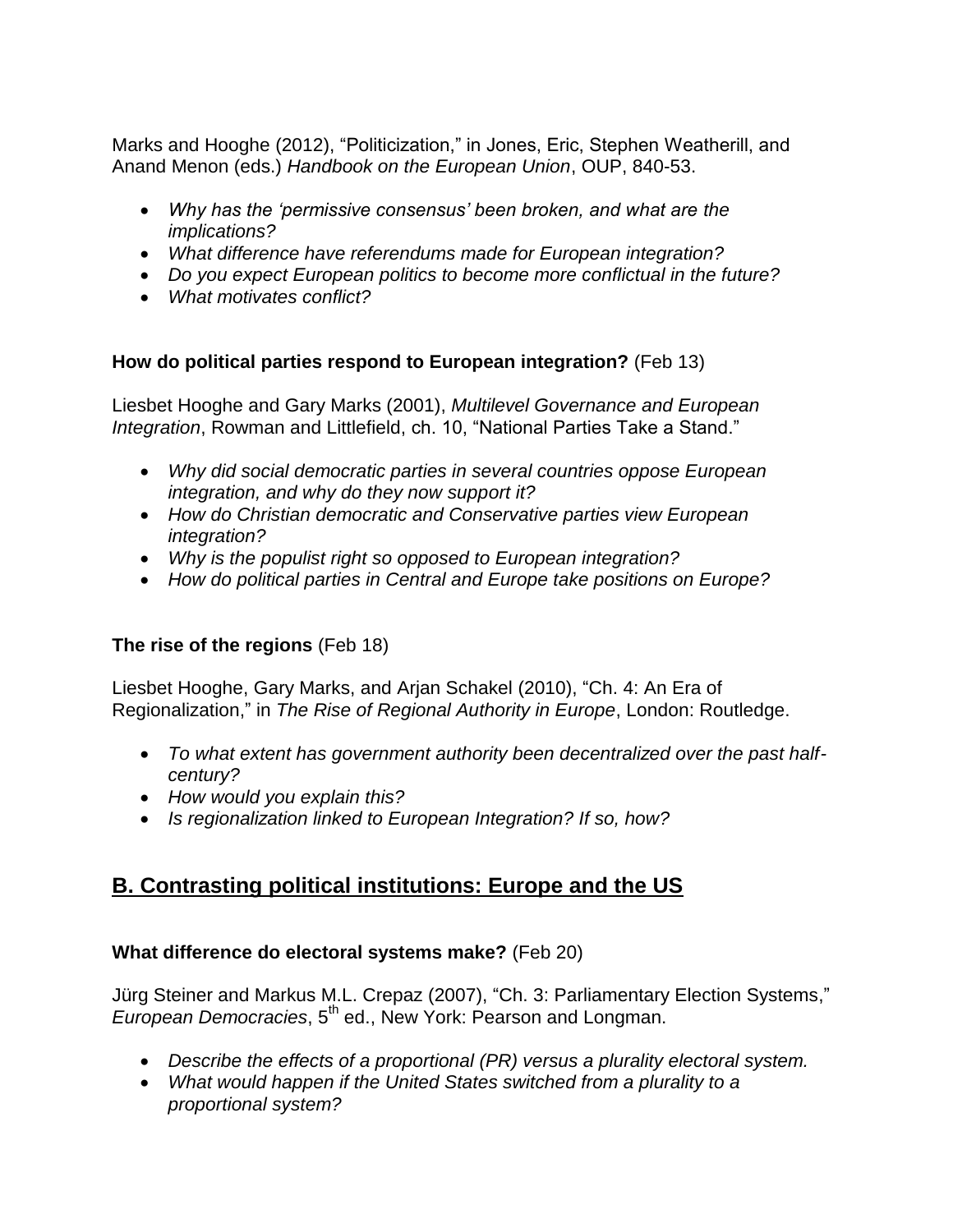Marks and Hooghe (2012), "Politicization," in Jones, Eric, Stephen Weatherill, and Anand Menon (eds.) *Handbook on the European Union*, OUP, 840-53.

- *Why has the 'permissive consensus' been broken, and what are the implications?*
- *What difference have referendums made for European integration?*
- *Do you expect European politics to become more conflictual in the future?*
- *What motivates conflict?*

**How do political parties respond to European integration?** (Feb 13)

Liesbet Hooghe and Gary Marks (2001), *Multilevel Governance and European Integration*, Rowman and Littlefield, ch. 10, "National Parties Take a Stand."

- *Why did social democratic parties in several countries oppose European integration, and why do they now support it?*
- *How do Christian democratic and Conservative parties view European integration?*
- *Why is the populist right so opposed to European integration?*
- *How do political parties in Central and Europe take positions on Europe?*

**The rise of the regions** (Feb 18)

Liesbet Hooghe, Gary Marks, and Arjan Schakel (2010), "Ch. 4: An Era of Regionalization," in *The Rise of Regional Authority in Europe*, London: Routledge.

- *To what extent has government authority been decentralized over the past half-century?*
- *How would you explain this?*
- *Is regionalization linked to European Integration? If so, how?*

## B. Contrasting political institutions: Europe and the US

**What difference do electoral systems make?** (Feb 20)

Jürg Steiner and Markus M.L. Crepaz (2007), "Ch. 3: Parliamentary Election Systems," *European Democracies*, 5th ed., New York: Pearson and Longman.

- *Describe the effects of a proportional (PR) versus a plurality electoral system.*
- *What would happen if the United States switched from a plurality to a proportional system?*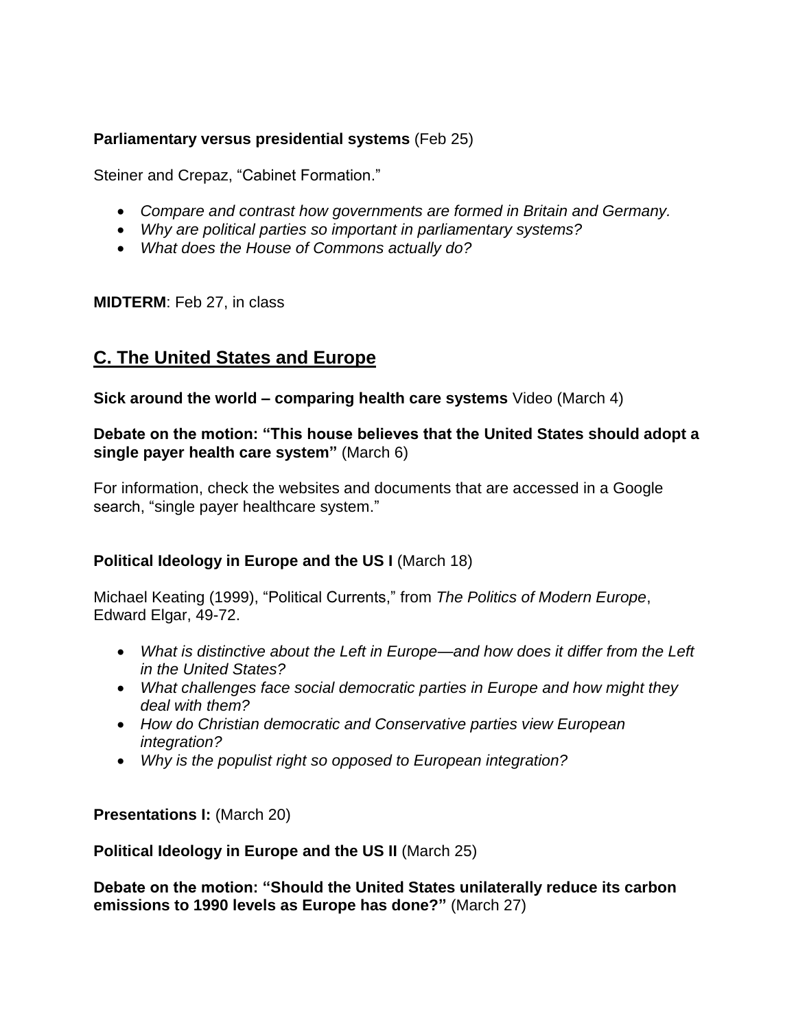**Parliamentary versus presidential systems** (Feb 25)

Steiner and Crepaz, "Cabinet Formation."

- *Compare and contrast how governments are formed in Britain and Germany.*
- *Why are political parties so important in parliamentary systems?*
- *What does the House of Commons actually do?*

**MIDTERM**: Feb 27, in class

## C. The United States and Europe

**Sick around the world – comparing health care systems** Video (March 4)

**Debate on the motion: "This house believes that the United States should adopt a single payer health care system"** (March 6)

For information, check the websites and documents that are accessed in a Google search, "single payer healthcare system."

**Political Ideology in Europe and the US I** (March 18)

Michael Keating (1999), "Political Currents," from *The Politics of Modern Europe*, Edward Elgar, 49-72.

- *What is distinctive about the Left in Europe—and how does it differ from the Left in the United States?*
- *What challenges face social democratic parties in Europe and how might they deal with them?*
- *How do Christian democratic and Conservative parties view European integration?*
- *Why is the populist right so opposed to European integration?*

**Presentations I:** (March 20)

**Political Ideology in Europe and the US II** (March 25)

**Debate on the motion: "Should the United States unilaterally reduce its carbon emissions to 1990 levels as Europe has done?"** (March 27)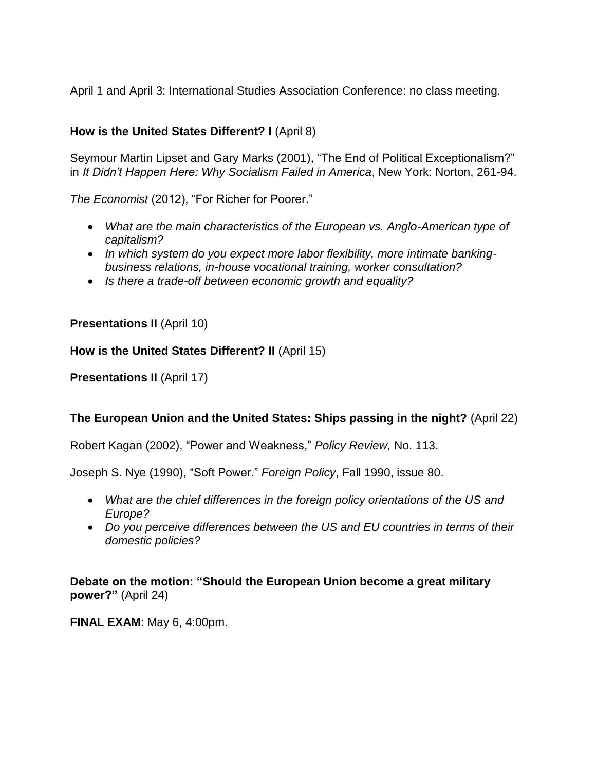April 1 and April 3: International Studies Association Conference: no class meeting.

**How is the United States Different? I** (April 8)

Seymour Martin Lipset and Gary Marks (2001), "The End of Political Exceptionalism?" in *It Didn't Happen Here: Why Socialism Failed in America*, New York: Norton, 261-94.

*The Economist* (2012), "For Richer for Poorer."

- *What are the main characteristics of the European vs. Anglo-American type of capitalism?*
- *In which system do you expect more labor flexibility, more intimate banking-business relations, in-house vocational training, worker consultation?*
- *Is there a trade-off between economic growth and equality?*

**Presentations II** (April 10)

**How is the United States Different? II** (April 15)

**Presentations II** (April 17)

**The European Union and the United States: Ships passing in the night?** (April 22)

Robert Kagan (2002), "Power and Weakness," *Policy Review,* No. 113.

Joseph S. Nye (1990), "Soft Power." *Foreign Policy*, Fall 1990, issue 80.

- *What are the chief differences in the foreign policy orientations of the US and Europe?*
- *Do you perceive differences between the US and EU countries in terms of their domestic policies?*

**Debate on the motion: "Should the European Union become a great military power?"** (April 24)

**FINAL EXAM**: May 6, 4:00pm.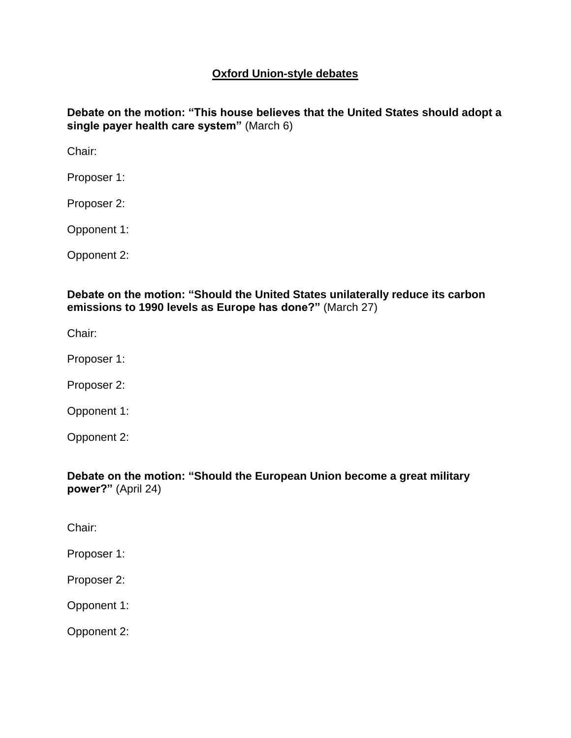# Oxford Union-style debates

**Debate on the motion: "This house believes that the United States should adopt a single payer health care system"** (March 6)

Chair:

Proposer 1:

Proposer 2:

Opponent 1:

Opponent 2:

**Debate on the motion: "Should the United States unilaterally reduce its carbon emissions to 1990 levels as Europe has done?"** (March 27)

Chair:

Proposer 1:

Proposer 2:

Opponent 1:

Opponent 2:

**Debate on the motion: "Should the European Union become a great military power?"** (April 24)

Chair:

Proposer 1:

Proposer 2:

Opponent 1:

Opponent 2: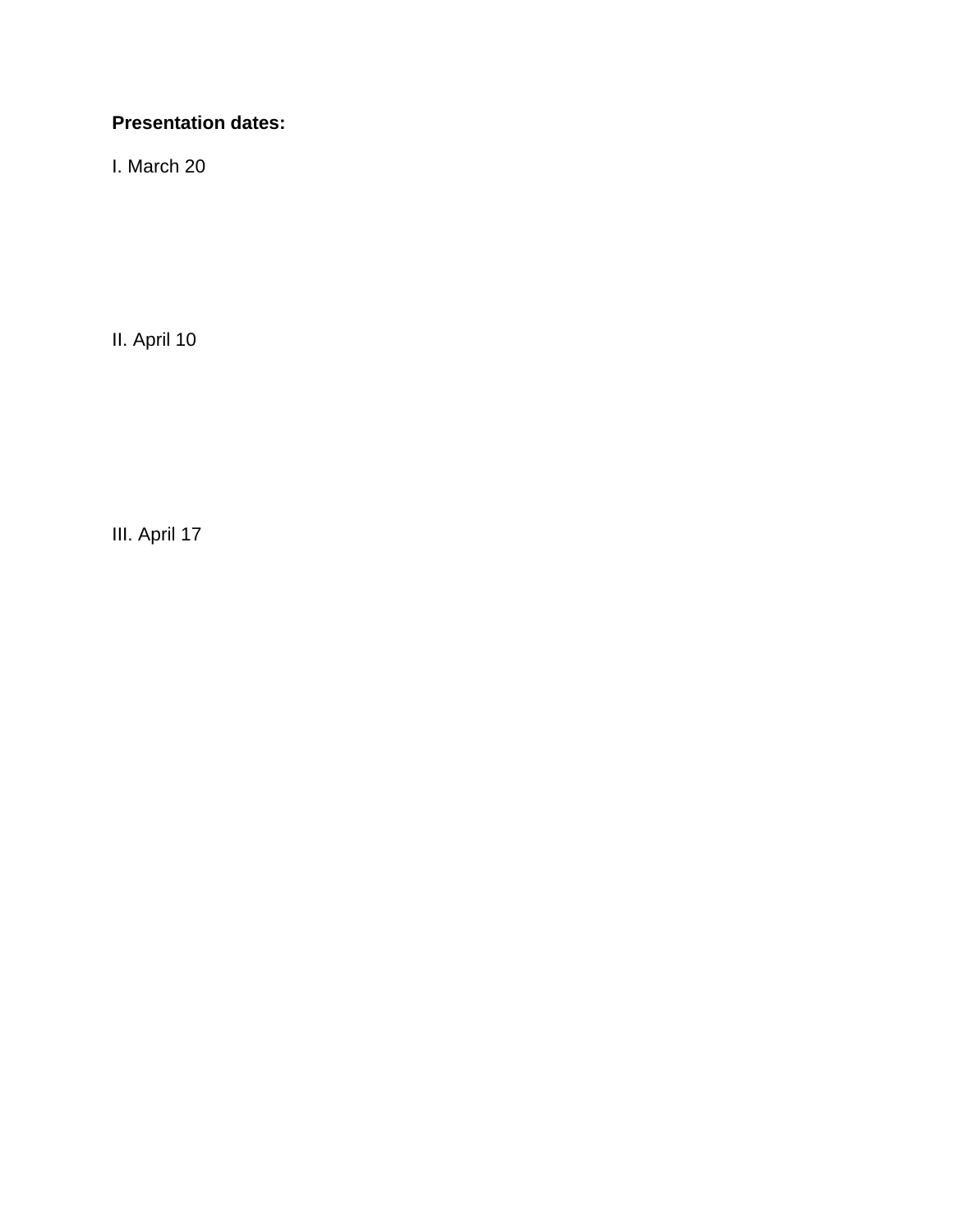**Presentation dates:**

I. March 20

II. April 10

III. April 17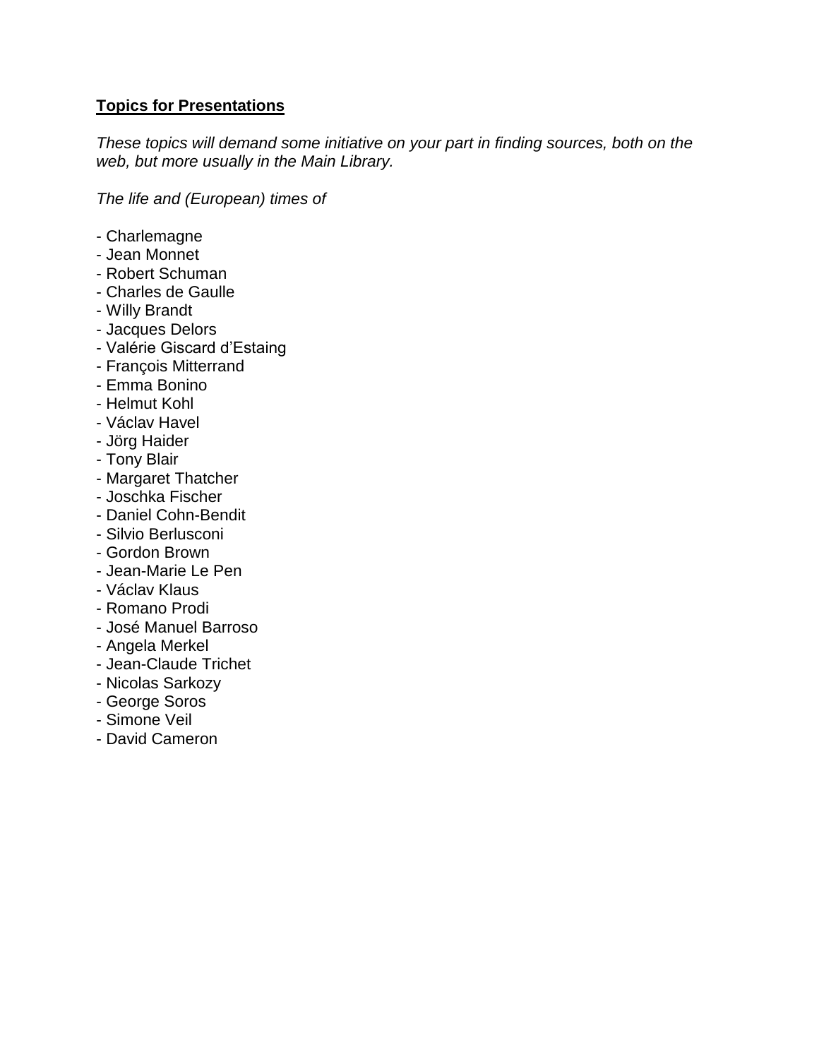**<u>Topics for Presentations</u>**

*These topics will demand some initiative on your part in finding sources, both on the web, but more usually in the Main Library.*

*The life and (European) times of*

- Charlemagne
- Jean Monnet
- Robert Schuman
- Charles de Gaulle
- Willy Brandt
- Jacques Delors
- Valérie Giscard d'Estaing
- François Mitterrand
- Emma Bonino
- Helmut Kohl
- Václav Havel
- Jörg Haider
- Tony Blair
- Margaret Thatcher
- Joschka Fischer
- Daniel Cohn-Bendit
- Silvio Berlusconi
- Gordon Brown
- Jean-Marie Le Pen
- Václav Klaus
- Romano Prodi
- José Manuel Barroso
- Angela Merkel
- Jean-Claude Trichet
- Nicolas Sarkozy
- George Soros
- Simone Veil
- David Cameron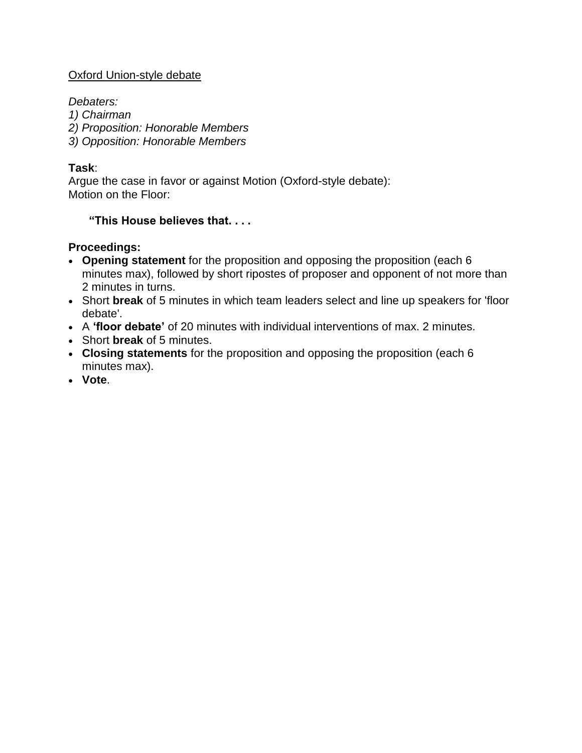<u>Oxford Union-style debate</u>

*Debaters:*
*1) Chairman*
*2) Proposition: Honorable Members*
*3) Opposition: Honorable Members*

**Task**:
Argue the case in favor or against Motion (Oxford-style debate):
Motion on the Floor:

> **"This House believes that. . . .**

**Proceedings:**

- **Opening statement** for the proposition and opposing the proposition (each 6 minutes max), followed by short ripostes of proposer and opponent of not more than 2 minutes in turns.
- Short **break** of 5 minutes in which team leaders select and line up speakers for 'floor debate'.
- A **'floor debate'** of 20 minutes with individual interventions of max. 2 minutes.
- Short **break** of 5 minutes.
- **Closing statements** for the proposition and opposing the proposition (each 6 minutes max).
- **Vote**.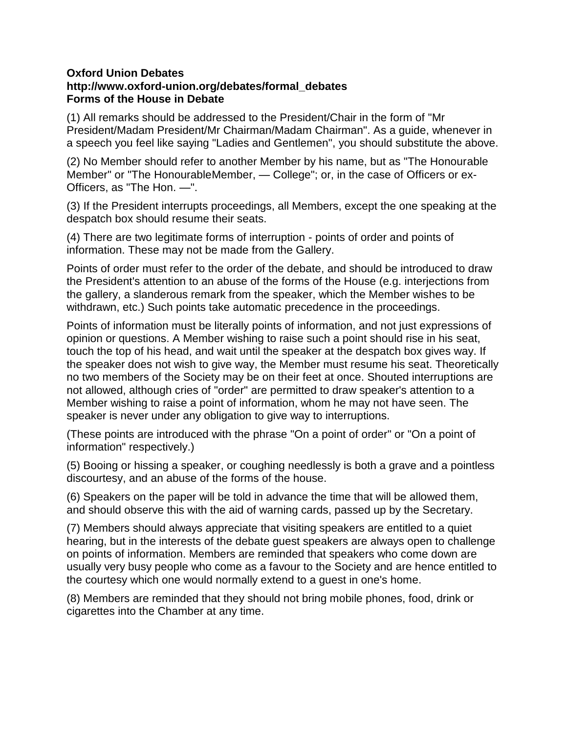**Oxford Union Debates**
**http://www.oxford-union.org/debates/formal_debates**
**Forms of the House in Debate**

(1) All remarks should be addressed to the President/Chair in the form of "Mr President/Madam President/Mr Chairman/Madam Chairman". As a guide, whenever in a speech you feel like saying "Ladies and Gentlemen", you should substitute the above.

(2) No Member should refer to another Member by his name, but as "The Honourable Member" or "The HonourableMember, — College"; or, in the case of Officers or ex-Officers, as "The Hon. —".

(3) If the President interrupts proceedings, all Members, except the one speaking at the despatch box should resume their seats.

(4) There are two legitimate forms of interruption - points of order and points of information. These may not be made from the Gallery.

Points of order must refer to the order of the debate, and should be introduced to draw the President's attention to an abuse of the forms of the House (e.g. interjections from the gallery, a slanderous remark from the speaker, which the Member wishes to be withdrawn, etc.) Such points take automatic precedence in the proceedings.

Points of information must be literally points of information, and not just expressions of opinion or questions. A Member wishing to raise such a point should rise in his seat, touch the top of his head, and wait until the speaker at the despatch box gives way. If the speaker does not wish to give way, the Member must resume his seat. Theoretically no two members of the Society may be on their feet at once. Shouted interruptions are not allowed, although cries of "order" are permitted to draw speaker's attention to a Member wishing to raise a point of information, whom he may not have seen. The speaker is never under any obligation to give way to interruptions.

(These points are introduced with the phrase "On a point of order" or "On a point of information" respectively.)

(5) Booing or hissing a speaker, or coughing needlessly is both a grave and a pointless discourtesy, and an abuse of the forms of the house.

(6) Speakers on the paper will be told in advance the time that will be allowed them, and should observe this with the aid of warning cards, passed up by the Secretary.

(7) Members should always appreciate that visiting speakers are entitled to a quiet hearing, but in the interests of the debate guest speakers are always open to challenge on points of information. Members are reminded that speakers who come down are usually very busy people who come as a favour to the Society and are hence entitled to the courtesy which one would normally extend to a guest in one's home.

(8) Members are reminded that they should not bring mobile phones, food, drink or cigarettes into the Chamber at any time.